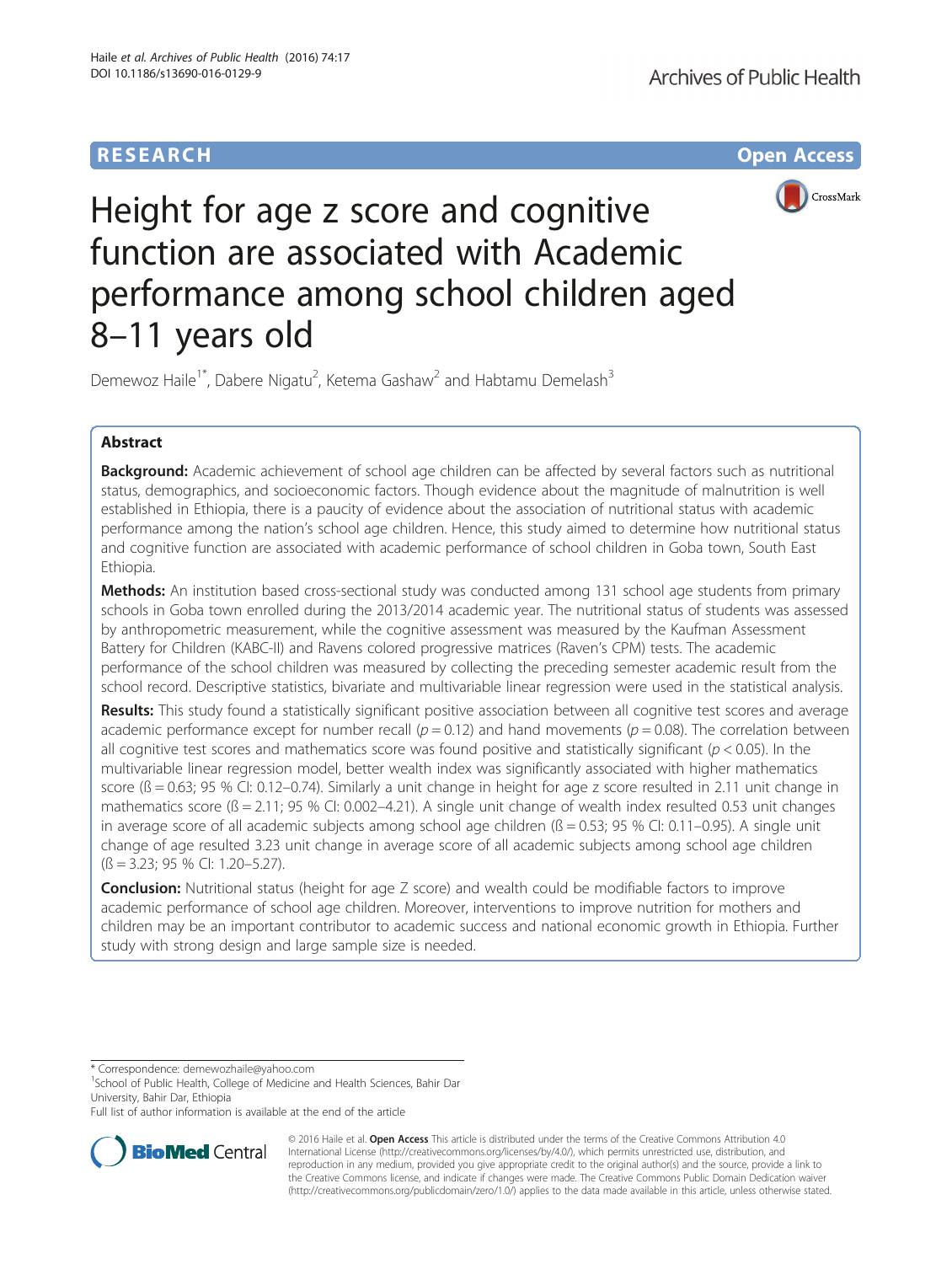RESEARCH | Open Access

# Height for age z score and cognitive function are associated with Academic performance among school children aged 8–11 years old

Demewoz Haile[1*], Dabere Nigatu[2], Ketema Gashaw[2] and Habtamu Demelash[3]

## Abstract

**Background:** Academic achievement of school age children can be affected by several factors such as nutritional status, demographics, and socioeconomic factors. Though evidence about the magnitude of malnutrition is well established in Ethiopia, there is a paucity of evidence about the association of nutritional status with academic performance among the nation's school age children. Hence, this study aimed to determine how nutritional status and cognitive function are associated with academic performance of school children in Goba town, South East Ethiopia.

**Methods:** An institution based cross-sectional study was conducted among 131 school age students from primary schools in Goba town enrolled during the 2013/2014 academic year. The nutritional status of students was assessed by anthropometric measurement, while the cognitive assessment was measured by the Kaufman Assessment Battery for Children (KABC-II) and Ravens colored progressive matrices (Raven's CPM) tests. The academic performance of the school children was measured by collecting the preceding semester academic result from the school record. Descriptive statistics, bivariate and multivariable linear regression were used in the statistical analysis.

**Results:** This study found a statistically significant positive association between all cognitive test scores and average academic performance except for number recall ($p = 0.12$) and hand movements ($p = 0.08$). The correlation between all cognitive test scores and mathematics score was found positive and statistically significant ($p < 0.05$). In the multivariable linear regression model, better wealth index was significantly associated with higher mathematics score (ß = 0.63; 95 % CI: 0.12–0.74). Similarly a unit change in height for age z score resulted in 2.11 unit change in mathematics score (ß = 2.11; 95 % CI: 0.002–4.21). A single unit change of wealth index resulted 0.53 unit changes in average score of all academic subjects among school age children (ß = 0.53; 95 % CI: 0.11–0.95). A single unit change of age resulted 3.23 unit change in average score of all academic subjects among school age children (ß = 3.23; 95 % CI: 1.20–5.27).

**Conclusion:** Nutritional status (height for age Z score) and wealth could be modifiable factors to improve academic performance of school age children. Moreover, interventions to improve nutrition for mothers and children may be an important contributor to academic success and national economic growth in Ethiopia. Further study with strong design and large sample size is needed.

\* Correspondence: demewozhaile@yahoo.com
[1]School of Public Health, College of Medicine and Health Sciences, Bahir Dar University, Bahir Dar, Ethiopia
Full list of author information is available at the end of the article

© 2016 Haile et al. **Open Access** This article is distributed under the terms of the Creative Commons Attribution 4.0 International License (http://creativecommons.org/licenses/by/4.0/), which permits unrestricted use, distribution, and reproduction in any medium, provided you give appropriate credit to the original author(s) and the source, provide a link to the Creative Commons license, and indicate if changes were made. The Creative Commons Public Domain Dedication waiver (http://creativecommons.org/publicdomain/zero/1.0/) applies to the data made available in this article, unless otherwise stated.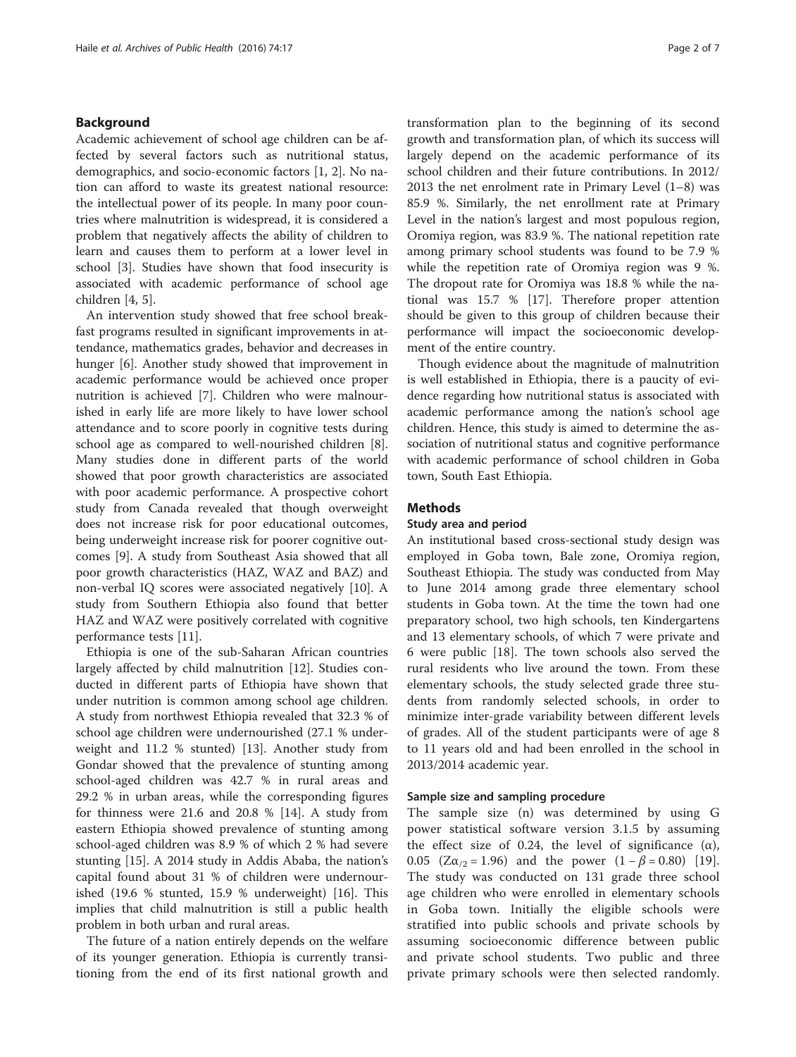## Background

Academic achievement of school age children can be affected by several factors such as nutritional status, demographics, and socio-economic factors [1, 2]. No nation can afford to waste its greatest national resource: the intellectual power of its people. In many poor countries where malnutrition is widespread, it is considered a problem that negatively affects the ability of children to learn and causes them to perform at a lower level in school [3]. Studies have shown that food insecurity is associated with academic performance of school age children [4, 5].

An intervention study showed that free school breakfast programs resulted in significant improvements in attendance, mathematics grades, behavior and decreases in hunger [6]. Another study showed that improvement in academic performance would be achieved once proper nutrition is achieved [7]. Children who were malnourished in early life are more likely to have lower school attendance and to score poorly in cognitive tests during school age as compared to well-nourished children [8]. Many studies done in different parts of the world showed that poor growth characteristics are associated with poor academic performance. A prospective cohort study from Canada revealed that though overweight does not increase risk for poor educational outcomes, being underweight increase risk for poorer cognitive outcomes [9]. A study from Southeast Asia showed that all poor growth characteristics (HAZ, WAZ and BAZ) and non-verbal IQ scores were associated negatively [10]. A study from Southern Ethiopia also found that better HAZ and WAZ were positively correlated with cognitive performance tests [11].

Ethiopia is one of the sub-Saharan African countries largely affected by child malnutrition [12]. Studies conducted in different parts of Ethiopia have shown that under nutrition is common among school age children. A study from northwest Ethiopia revealed that 32.3 % of school age children were undernourished (27.1 % underweight and 11.2 % stunted) [13]. Another study from Gondar showed that the prevalence of stunting among school-aged children was 42.7 % in rural areas and 29.2 % in urban areas, while the corresponding figures for thinness were 21.6 and 20.8 % [14]. A study from eastern Ethiopia showed prevalence of stunting among school-aged children was 8.9 % of which 2 % had severe stunting [15]. A 2014 study in Addis Ababa, the nation's capital found about 31 % of children were undernourished (19.6 % stunted, 15.9 % underweight) [16]. This implies that child malnutrition is still a public health problem in both urban and rural areas.

The future of a nation entirely depends on the welfare of its younger generation. Ethiopia is currently transitioning from the end of its first national growth and transformation plan to the beginning of its second growth and transformation plan, of which its success will largely depend on the academic performance of its school children and their future contributions. In 2012/2013 the net enrolment rate in Primary Level (1–8) was 85.9 %. Similarly, the net enrollment rate at Primary Level in the nation's largest and most populous region, Oromiya region, was 83.9 %. The national repetition rate among primary school students was found to be 7.9 % while the repetition rate of Oromiya region was 9 %. The dropout rate for Oromiya was 18.8 % while the national was 15.7 % [17]. Therefore proper attention should be given to this group of children because their performance will impact the socioeconomic development of the entire country.

Though evidence about the magnitude of malnutrition is well established in Ethiopia, there is a paucity of evidence regarding how nutritional status is associated with academic performance among the nation's school age children. Hence, this study is aimed to determine the association of nutritional status and cognitive performance with academic performance of school children in Goba town, South East Ethiopia.

## Methods

### Study area and period

An institutional based cross-sectional study design was employed in Goba town, Bale zone, Oromiya region, Southeast Ethiopia. The study was conducted from May to June 2014 among grade three elementary school students in Goba town. At the time the town had one preparatory school, two high schools, ten Kindergartens and 13 elementary schools, of which 7 were private and 6 were public [18]. The town schools also served the rural residents who live around the town. From these elementary schools, the study selected grade three students from randomly selected schools, in order to minimize inter-grade variability between different levels of grades. All of the student participants were of age 8 to 11 years old and had been enrolled in the school in 2013/2014 academic year.

### Sample size and sampling procedure

The sample size (n) was determined by using G power statistical software version 3.1.5 by assuming the effect size of 0.24, the level of significance (α), 0.05 ($Z\alpha_{/2} = 1.96$) and the power ($1 - \beta = 0.80$) [19]. The study was conducted on 131 grade three school age children who were enrolled in elementary schools in Goba town. Initially the eligible schools were stratified into public schools and private schools by assuming socioeconomic difference between public and private school students. Two public and three private primary schools were then selected randomly.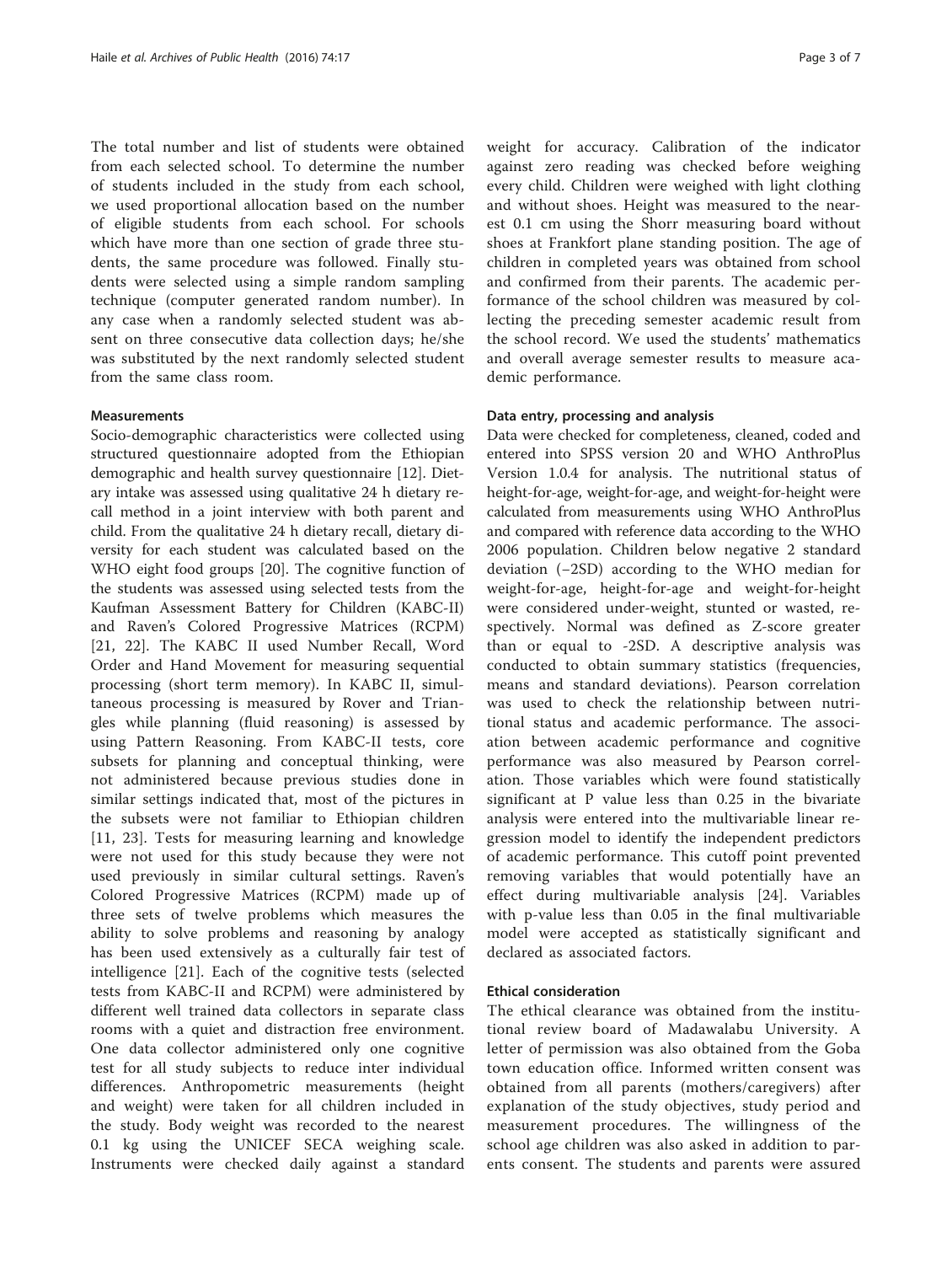The total number and list of students were obtained from each selected school. To determine the number of students included in the study from each school, we used proportional allocation based on the number of eligible students from each school. For schools which have more than one section of grade three students, the same procedure was followed. Finally students were selected using a simple random sampling technique (computer generated random number). In any case when a randomly selected student was absent on three consecutive data collection days; he/she was substituted by the next randomly selected student from the same class room.

### Measurements

Socio-demographic characteristics were collected using structured questionnaire adopted from the Ethiopian demographic and health survey questionnaire [12]. Dietary intake was assessed using qualitative 24 h dietary recall method in a joint interview with both parent and child. From the qualitative 24 h dietary recall, dietary diversity for each student was calculated based on the WHO eight food groups [20]. The cognitive function of the students was assessed using selected tests from the Kaufman Assessment Battery for Children (KABC-II) and Raven's Colored Progressive Matrices (RCPM) [21, 22]. The KABC II used Number Recall, Word Order and Hand Movement for measuring sequential processing (short term memory). In KABC II, simultaneous processing is measured by Rover and Triangles while planning (fluid reasoning) is assessed by using Pattern Reasoning. From KABC-II tests, core subsets for planning and conceptual thinking, were not administered because previous studies done in similar settings indicated that, most of the pictures in the subsets were not familiar to Ethiopian children [11, 23]. Tests for measuring learning and knowledge were not used for this study because they were not used previously in similar cultural settings. Raven's Colored Progressive Matrices (RCPM) made up of three sets of twelve problems which measures the ability to solve problems and reasoning by analogy has been used extensively as a culturally fair test of intelligence [21]. Each of the cognitive tests (selected tests from KABC-II and RCPM) were administered by different well trained data collectors in separate class rooms with a quiet and distraction free environment. One data collector administered only one cognitive test for all study subjects to reduce inter individual differences. Anthropometric measurements (height and weight) were taken for all children included in the study. Body weight was recorded to the nearest 0.1 kg using the UNICEF SECA weighing scale. Instruments were checked daily against a standard weight for accuracy. Calibration of the indicator against zero reading was checked before weighing every child. Children were weighed with light clothing and without shoes. Height was measured to the nearest 0.1 cm using the Shorr measuring board without shoes at Frankfort plane standing position. The age of children in completed years was obtained from school and confirmed from their parents. The academic performance of the school children was measured by collecting the preceding semester academic result from the school record. We used the students' mathematics and overall average semester results to measure academic performance.

### Data entry, processing and analysis

Data were checked for completeness, cleaned, coded and entered into SPSS version 20 and WHO AnthroPlus Version 1.0.4 for analysis. The nutritional status of height-for-age, weight-for-age, and weight-for-height were calculated from measurements using WHO AnthroPlus and compared with reference data according to the WHO 2006 population. Children below negative 2 standard deviation (−2SD) according to the WHO median for weight-for-age, height-for-age and weight-for-height were considered under-weight, stunted or wasted, respectively. Normal was defined as Z-score greater than or equal to -2SD. A descriptive analysis was conducted to obtain summary statistics (frequencies, means and standard deviations). Pearson correlation was used to check the relationship between nutritional status and academic performance. The association between academic performance and cognitive performance was also measured by Pearson correlation. Those variables which were found statistically significant at P value less than 0.25 in the bivariate analysis were entered into the multivariable linear regression model to identify the independent predictors of academic performance. This cutoff point prevented removing variables that would potentially have an effect during multivariable analysis [24]. Variables with p-value less than 0.05 in the final multivariable model were accepted as statistically significant and declared as associated factors.

### Ethical consideration

The ethical clearance was obtained from the institutional review board of Madawalabu University. A letter of permission was also obtained from the Goba town education office. Informed written consent was obtained from all parents (mothers/caregivers) after explanation of the study objectives, study period and measurement procedures. The willingness of the school age children was also asked in addition to parents consent. The students and parents were assured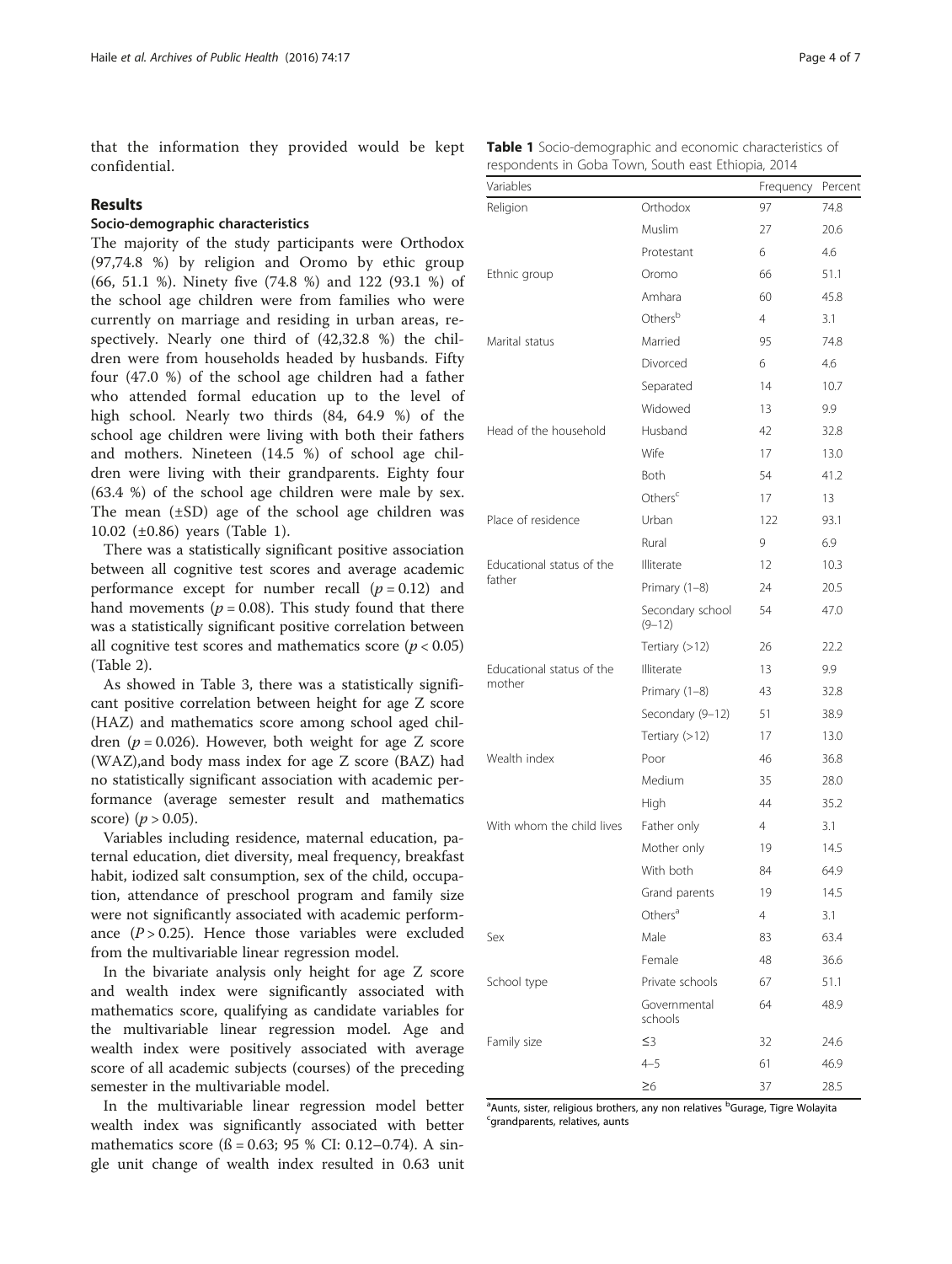that the information they provided would be kept confidential.

## Results

### Socio-demographic characteristics

The majority of the study participants were Orthodox (97,74.8 %) by religion and Oromo by ethic group (66, 51.1 %). Ninety five (74.8 %) and 122 (93.1 %) of the school age children were from families who were currently on marriage and residing in urban areas, respectively. Nearly one third of (42,32.8 %) the children were from households headed by husbands. Fifty four (47.0 %) of the school age children had a father who attended formal education up to the level of high school. Nearly two thirds (84, 64.9 %) of the school age children were living with both their fathers and mothers. Nineteen (14.5 %) of school age children were living with their grandparents. Eighty four (63.4 %) of the school age children were male by sex. The mean (±SD) age of the school age children was 10.02 (±0.86) years (Table 1).

There was a statistically significant positive association between all cognitive test scores and average academic performance except for number recall ($p = 0.12$) and hand movements ($p = 0.08$). This study found that there was a statistically significant positive correlation between all cognitive test scores and mathematics score ($p < 0.05$) (Table 2).

As showed in Table 3, there was a statistically significant positive correlation between height for age Z score (HAZ) and mathematics score among school aged children ($p = 0.026$). However, both weight for age Z score (WAZ),and body mass index for age Z score (BAZ) had no statistically significant association with academic performance (average semester result and mathematics score) ($p > 0.05$).

Variables including residence, maternal education, paternal education, diet diversity, meal frequency, breakfast habit, iodized salt consumption, sex of the child, occupation, attendance of preschool program and family size were not significantly associated with academic performance ($P > 0.25$). Hence those variables were excluded from the multivariable linear regression model.

In the bivariate analysis only height for age Z score and wealth index were significantly associated with mathematics score, qualifying as candidate variables for the multivariable linear regression model. Age and wealth index were positively associated with average score of all academic subjects (courses) of the preceding semester in the multivariable model.

In the multivariable linear regression model better wealth index was significantly associated with better mathematics score (ß = 0.63; 95 % CI: 0.12–0.74). A single unit change of wealth index resulted in 0.63 unit

**Table 1** Socio-demographic and economic characteristics of respondents in Goba Town, South east Ethiopia, 2014

| Variables | | Frequency | Percent |
|---|---|---|---|
| Religion | Orthodox | 97 | 74.8 |
| | Muslim | 27 | 20.6 |
| | Protestant | 6 | 4.6 |
| Ethnic group | Oromo | 66 | 51.1 |
| | Amhara | 60 | 45.8 |
| | Others[b] | 4 | 3.1 |
| Marital status | Married | 95 | 74.8 |
| | Divorced | 6 | 4.6 |
| | Separated | 14 | 10.7 |
| | Widowed | 13 | 9.9 |
| Head of the household | Husband | 42 | 32.8 |
| | Wife | 17 | 13.0 |
| | Both | 54 | 41.2 |
| | Others[c] | 17 | 13 |
| Place of residence | Urban | 122 | 93.1 |
| | Rural | 9 | 6.9 |
| Educational status of the father | Illiterate | 12 | 10.3 |
| | Primary (1–8) | 24 | 20.5 |
| | Secondary school (9–12) | 54 | 47.0 |
| | Tertiary (>12) | 26 | 22.2 |
| Educational status of the mother | Illiterate | 13 | 9.9 |
| | Primary (1–8) | 43 | 32.8 |
| | Secondary (9–12) | 51 | 38.9 |
| | Tertiary (>12) | 17 | 13.0 |
| Wealth index | Poor | 46 | 36.8 |
| | Medium | 35 | 28.0 |
| | High | 44 | 35.2 |
| With whom the child lives | Father only | 4 | 3.1 |
| | Mother only | 19 | 14.5 |
| | With both | 84 | 64.9 |
| | Grand parents | 19 | 14.5 |
| | Others[a] | 4 | 3.1 |
| Sex | Male | 83 | 63.4 |
| | Female | 48 | 36.6 |
| School type | Private schools | 67 | 51.1 |
| | Governmental schools | 64 | 48.9 |
| Family size | ≤3 | 32 | 24.6 |
| | 4–5 | 61 | 46.9 |
| | ≥6 | 37 | 28.5 |

[a]Aunts, sister, religious brothers, any non relatives [b]Gurage, Tigre Wolayita [c]grandparents, relatives, aunts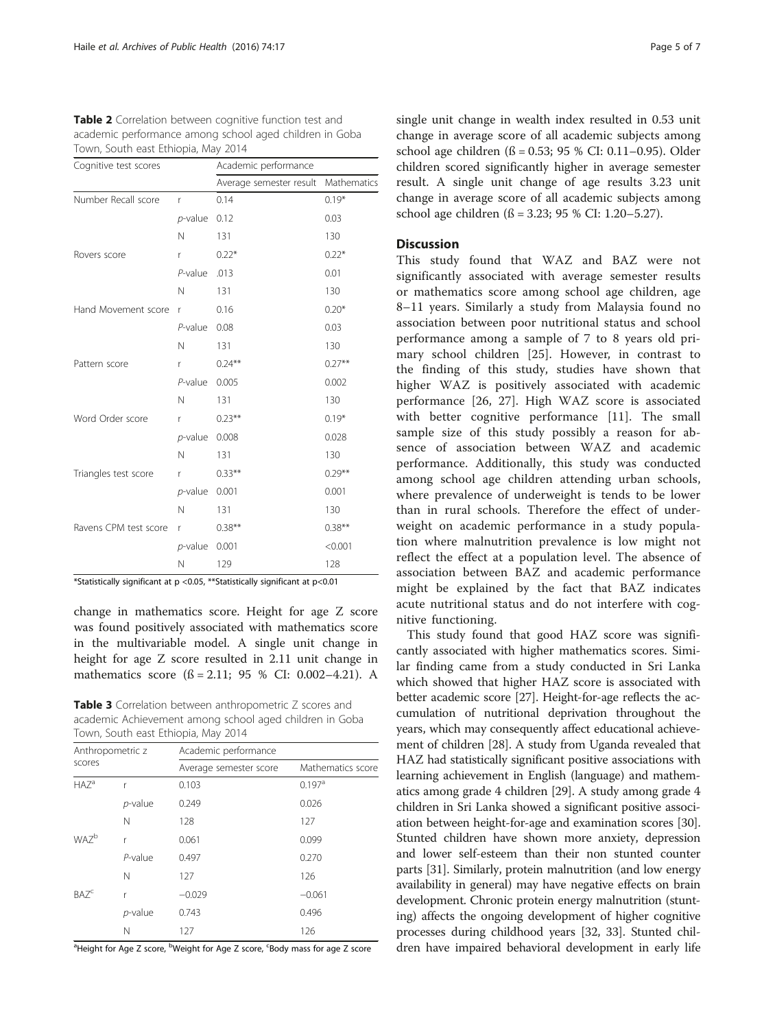**Table 2** Correlation between cognitive function test and academic performance among school aged children in Goba Town, South east Ethiopia, May 2014

| Cognitive test scores | | Academic performance | |
|---|---|---|---|
| | | Average semester result | Mathematics |
| Number Recall score | r | 0.14 | 0.19* |
| | *p*-value | 0.12 | 0.03 |
| | N | 131 | 130 |
| Rovers score | r | 0.22* | 0.22* |
| | *P*-value | .013 | 0.01 |
| | N | 131 | 130 |
| Hand Movement score | r | 0.16 | 0.20* |
| | *P*-value | 0.08 | 0.03 |
| | N | 131 | 130 |
| Pattern score | r | 0.24** | 0.27** |
| | *P*-value | 0.005 | 0.002 |
| | N | 131 | 130 |
| Word Order score | r | 0.23** | 0.19* |
| | *p*-value | 0.008 | 0.028 |
| | N | 131 | 130 |
| Triangles test score | r | 0.33** | 0.29** |
| | *p*-value | 0.001 | 0.001 |
| | N | 131 | 130 |
| Ravens CPM test score | r | 0.38** | 0.38** |
| | *p*-value | 0.001 | <0.001 |
| | N | 129 | 128 |

*Statistically significant at p <0.05, **Statistically significant at p<0.01

change in mathematics score. Height for age Z score was found positively associated with mathematics score in the multivariable model. A single unit change in height for age Z score resulted in 2.11 unit change in mathematics score (ß = 2.11; 95 % CI: 0.002–4.21). A

**Table 3** Correlation between anthropometric Z scores and academic Achievement among school aged children in Goba Town, South east Ethiopia, May 2014

| Anthropometric z scores | | Academic performance | |
|---|---|---|---|
| | | Average semester score | Mathematics score |
| HAZ[a] | r | 0.103 | 0.197[a] |
| | *p*-value | 0.249 | 0.026 |
| | N | 128 | 127 |
| WAZ[b] | r | 0.061 | 0.099 |
| | *P*-value | 0.497 | 0.270 |
| | N | 127 | 126 |
| BAZ[c] | r | −0.029 | −0.061 |
| | *p*-value | 0.743 | 0.496 |
| | N | 127 | 126 |

[a]Height for Age Z score, [b]Weight for Age Z score, [c]Body mass for age Z score

single unit change in wealth index resulted in 0.53 unit change in average score of all academic subjects among school age children (ß = 0.53; 95 % CI: 0.11–0.95). Older children scored significantly higher in average semester result. A single unit change of age results 3.23 unit change in average score of all academic subjects among school age children (ß = 3.23; 95 % CI: 1.20–5.27).

## Discussion

This study found that WAZ and BAZ were not significantly associated with average semester results or mathematics score among school age children, age 8–11 years. Similarly a study from Malaysia found no association between poor nutritional status and school performance among a sample of 7 to 8 years old primary school children [25]. However, in contrast to the finding of this study, studies have shown that higher WAZ is positively associated with academic performance [26, 27]. High WAZ score is associated with better cognitive performance [11]. The small sample size of this study possibly a reason for absence of association between WAZ and academic performance. Additionally, this study was conducted among school age children attending urban schools, where prevalence of underweight is tends to be lower than in rural schools. Therefore the effect of underweight on academic performance in a study population where malnutrition prevalence is low might not reflect the effect at a population level. The absence of association between BAZ and academic performance might be explained by the fact that BAZ indicates acute nutritional status and do not interfere with cognitive functioning.

This study found that good HAZ score was significantly associated with higher mathematics scores. Similar finding came from a study conducted in Sri Lanka which showed that higher HAZ score is associated with better academic score [27]. Height-for-age reflects the accumulation of nutritional deprivation throughout the years, which may consequently affect educational achievement of children [28]. A study from Uganda revealed that HAZ had statistically significant positive associations with learning achievement in English (language) and mathematics among grade 4 children [29]. A study among grade 4 children in Sri Lanka showed a significant positive association between height-for-age and examination scores [30]. Stunted children have shown more anxiety, depression and lower self-esteem than their non stunted counter parts [31]. Similarly, protein malnutrition (and low energy availability in general) may have negative effects on brain development. Chronic protein energy malnutrition (stunting) affects the ongoing development of higher cognitive processes during childhood years [32, 33]. Stunted children have impaired behavioral development in early life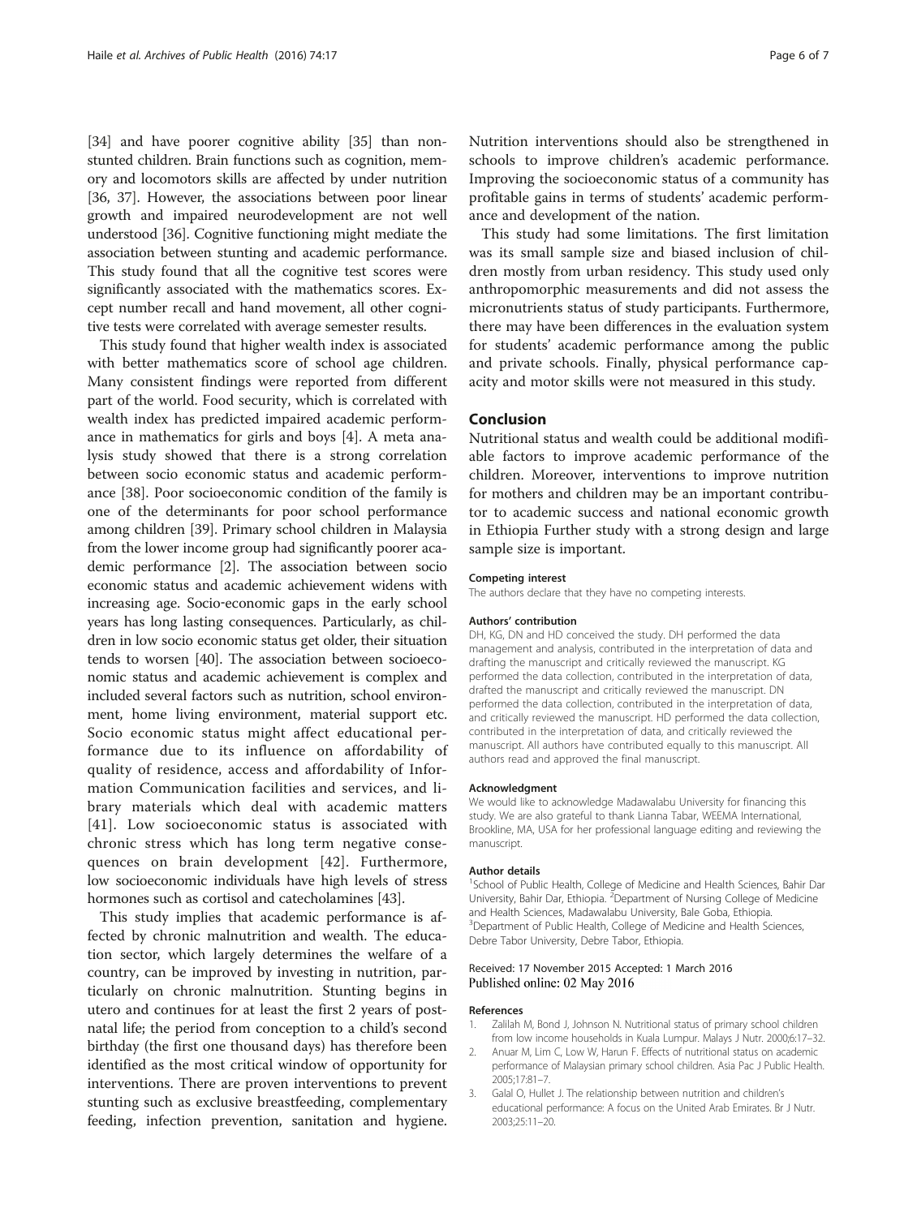[34] and have poorer cognitive ability [35] than nonstunted children. Brain functions such as cognition, memory and locomotors skills are affected by under nutrition [36, 37]. However, the associations between poor linear growth and impaired neurodevelopment are not well understood [36]. Cognitive functioning might mediate the association between stunting and academic performance. This study found that all the cognitive test scores were significantly associated with the mathematics scores. Except number recall and hand movement, all other cognitive tests were correlated with average semester results.

This study found that higher wealth index is associated with better mathematics score of school age children. Many consistent findings were reported from different part of the world. Food security, which is correlated with wealth index has predicted impaired academic performance in mathematics for girls and boys [4]. A meta analysis study showed that there is a strong correlation between socio economic status and academic performance [38]. Poor socioeconomic condition of the family is one of the determinants for poor school performance among children [39]. Primary school children in Malaysia from the lower income group had significantly poorer academic performance [2]. The association between socio economic status and academic achievement widens with increasing age. Socio-economic gaps in the early school years has long lasting consequences. Particularly, as children in low socio economic status get older, their situation tends to worsen [40]. The association between socioeconomic status and academic achievement is complex and included several factors such as nutrition, school environment, home living environment, material support etc. Socio economic status might affect educational performance due to its influence on affordability of quality of residence, access and affordability of Information Communication facilities and services, and library materials which deal with academic matters [41]. Low socioeconomic status is associated with chronic stress which has long term negative consequences on brain development [42]. Furthermore, low socioeconomic individuals have high levels of stress hormones such as cortisol and catecholamines [43].

This study implies that academic performance is affected by chronic malnutrition and wealth. The education sector, which largely determines the welfare of a country, can be improved by investing in nutrition, particularly on chronic malnutrition. Stunting begins in utero and continues for at least the first 2 years of postnatal life; the period from conception to a child's second birthday (the first one thousand days) has therefore been identified as the most critical window of opportunity for interventions. There are proven interventions to prevent stunting such as exclusive breastfeeding, complementary feeding, infection prevention, sanitation and hygiene. Nutrition interventions should also be strengthened in schools to improve children's academic performance. Improving the socioeconomic status of a community has profitable gains in terms of students' academic performance and development of the nation.

This study had some limitations. The first limitation was its small sample size and biased inclusion of children mostly from urban residency. This study used only anthropomorphic measurements and did not assess the micronutrients status of study participants. Furthermore, there may have been differences in the evaluation system for students' academic performance among the public and private schools. Finally, physical performance capacity and motor skills were not measured in this study.

## Conclusion

Nutritional status and wealth could be additional modifiable factors to improve academic performance of the children. Moreover, interventions to improve nutrition for mothers and children may be an important contributor to academic success and national economic growth in Ethiopia Further study with a strong design and large sample size is important.

#### Competing interest

The authors declare that they have no competing interests.

#### Authors' contribution

DH, KG, DN and HD conceived the study. DH performed the data management and analysis, contributed in the interpretation of data and drafting the manuscript and critically reviewed the manuscript. KG performed the data collection, contributed in the interpretation of data, drafted the manuscript and critically reviewed the manuscript. DN performed the data collection, contributed in the interpretation of data, and critically reviewed the manuscript. HD performed the data collection, contributed in the interpretation of data, and critically reviewed the manuscript. All authors have contributed equally to this manuscript. All authors read and approved the final manuscript.

#### Acknowledgment

We would like to acknowledge Madawalabu University for financing this study. We are also grateful to thank Lianna Tabar, WEEMA International, Brookline, MA, USA for her professional language editing and reviewing the manuscript.

#### Author details

[1]School of Public Health, College of Medicine and Health Sciences, Bahir Dar University, Bahir Dar, Ethiopia. [2]Department of Nursing College of Medicine and Health Sciences, Madawalabu University, Bale Goba, Ethiopia. [3]Department of Public Health, College of Medicine and Health Sciences, Debre Tabor University, Debre Tabor, Ethiopia.

Received: 17 November 2015 Accepted: 1 March 2016
Published online: 02 May 2016

#### References

1. Zalilah M, Bond J, Johnson N. Nutritional status of primary school children from low income households in Kuala Lumpur. Malays J Nutr. 2000;6:17–32.
2. Anuar M, Lim C, Low W, Harun F. Effects of nutritional status on academic performance of Malaysian primary school children. Asia Pac J Public Health. 2005;17:81–7.
3. Galal O, Hullet J. The relationship between nutrition and children's educational performance: A focus on the United Arab Emirates. Br J Nutr. 2003;25:11–20.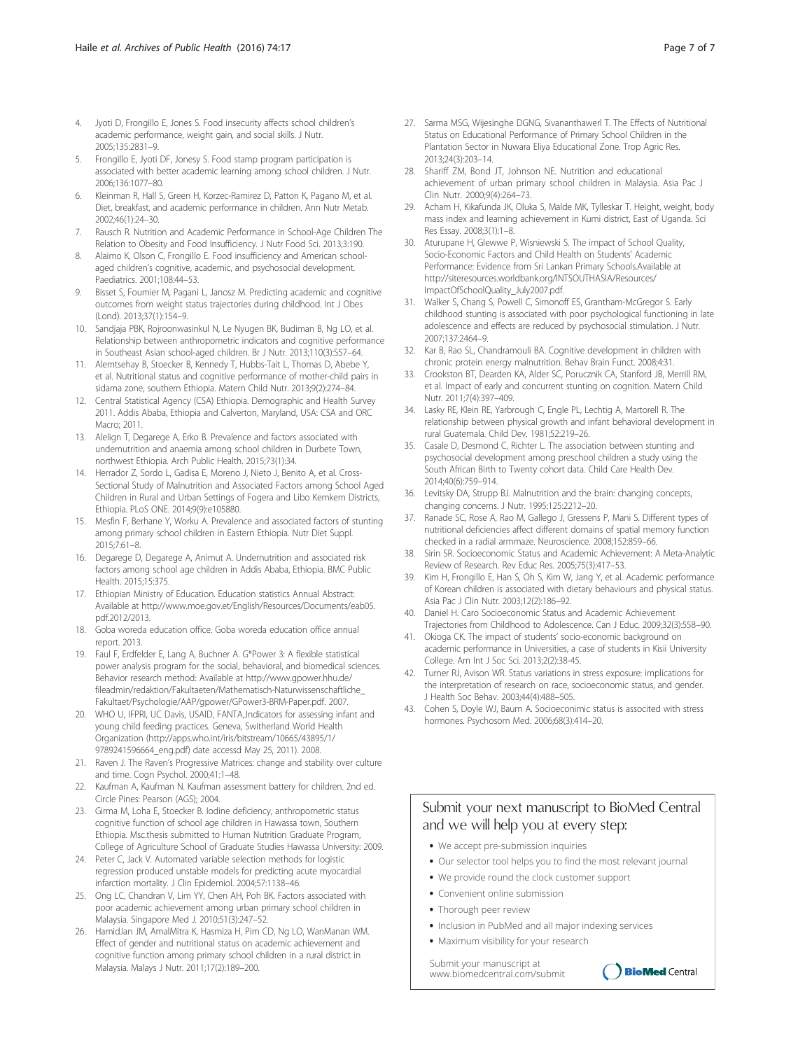4. Jyoti D, Frongillo E, Jones S. Food insecurity affects school children's academic performance, weight gain, and social skills. J Nutr. 2005;135:2831–9.
5. Frongillo E, Jyoti DF, Jonesy S. Food stamp program participation is associated with better academic learning among school children. J Nutr. 2006;136:1077–80.
6. Kleinman R, Hall S, Green H, Korzec-Ramirez D, Patton K, Pagano M, et al. Diet, breakfast, and academic performance in children. Ann Nutr Metab. 2002;46(1):24–30.
7. Rausch R. Nutrition and Academic Performance in School-Age Children The Relation to Obesity and Food Insufficiency. J Nutr Food Sci. 2013;3:190.
8. Alaimo K, Olson C, Frongillo E. Food insufficiency and American school-aged children's cognitive, academic, and psychosocial development. Paediatrics. 2001;108:44–53.
9. Bisset S, Fournier M, Pagani L, Janosz M. Predicting academic and cognitive outcomes from weight status trajectories during childhood. Int J Obes (Lond). 2013;37(1):154–9.
10. Sandjaja PBK, Rojroonwasinkul N, Le Nyugen BK, Budiman B, Ng LO, et al. Relationship between anthropometric indicators and cognitive performance in Southeast Asian school-aged children. Br J Nutr. 2013;110(3):S57–64.
11. Alemtsehay B, Stoecker B, Kennedy T, Hubbs-Tait L, Thomas D, Abebe Y, et al. Nutritional status and cognitive performance of mother-child pairs in sidama zone, southern Ethiopia. Matern Child Nutr. 2013;9(2):274–84.
12. Central Statistical Agency (CSA) Ethiopia. Demographic and Health Survey 2011. Addis Ababa, Ethiopia and Calverton, Maryland, USA: CSA and ORC Macro; 2011.
13. Alelign T, Degarege A, Erko B. Prevalence and factors associated with undernutrition and anaemia among school children in Durbete Town, northwest Ethiopia. Arch Public Health. 2015;73(1):34.
14. Herrador Z, Sordo L, Gadisa E, Moreno J, Nieto J, Benito A, et al. Cross-Sectional Study of Malnutrition and Associated Factors among School Aged Children in Rural and Urban Settings of Fogera and Libo Kemkem Districts, Ethiopia. PLoS ONE. 2014;9(9):e105880.
15. Mesfin F, Berhane Y, Worku A. Prevalence and associated factors of stunting among primary school children in Eastern Ethiopia. Nutr Diet Suppl. 2015;7:61–8.
16. Degarege D, Degarege A, Animut A. Undernutrition and associated risk factors among school age children in Addis Ababa, Ethiopia. BMC Public Health. 2015;15:375.
17. Ethiopian Ministry of Education. Education statistics Annual Abstract: Available at http://www.moe.gov.et/English/Resources/Documents/eab05.pdf.2012/2013.
18. Goba woreda education office. Goba woreda education office annual report. 2013.
19. Faul F, Erdfelder E, Lang A, Buchner A. G*Power 3: A flexible statistical power analysis program for the social, behavioral, and biomedical sciences. Behavior research method: Available at http://www.gpower.hhu.de/fileadmin/redaktion/Fakultaeten/Mathematisch-Naturwissenschaftliche_Fakultaet/Psychologie/AAP/gpower/GPower3-BRM-Paper.pdf. 2007.
20. WHO U, IFPRI, UC Davis, USAID, FANTA,.Indicators for assessing infant and young child feeding practices. Geneva, Switherland World Health Organization (http://apps.who.int/iris/bitstream/10665/43895/1/9789241596664_eng.pdf) date accessd May 25, 2011). 2008.
21. Raven J. The Raven's Progressive Matrices: change and stability over culture and time. Cogn Psychol. 2000;41:1–48.
22. Kaufman A, Kaufman N. Kaufman assessment battery for children. 2nd ed. Circle Pines: Pearson (AGS); 2004.
23. Girma M, Loha E, Stoecker B. Iodine deficiency, anthropometric status cognitive function of school age children in Hawassa town, Southern Ethiopia. Msc.thesis submitted to Human Nutrition Graduate Program, College of Agriculture School of Graduate Studies Hawassa University: 2009.
24. Peter C, Jack V. Automated variable selection methods for logistic regression produced unstable models for predicting acute myocardial infarction mortality. J Clin Epidemiol. 2004;57:1138–46.
25. Ong LC, Chandran V, Lim YY, Chen AH, Poh BK. Factors associated with poor academic achievement among urban primary school children in Malaysia. Singapore Med J. 2010;51(3):247–52.
26. HamidJan JM, AmalMitra K, Hasmiza H, Pim CD, Ng LO, WanManan WM. Effect of gender and nutritional status on academic achievement and cognitive function among primary school children in a rural district in Malaysia. Malays J Nutr. 2011;17(2):189–200.
27. Sarma MSG, Wijesinghe DGNG, Sivananthawerl T. The Effects of Nutritional Status on Educational Performance of Primary School Children in the Plantation Sector in Nuwara Eliya Educational Zone. Trop Agric Res. 2013;24(3):203–14.
28. Shariff ZM, Bond JT, Johnson NE. Nutrition and educational achievement of urban primary school children in Malaysia. Asia Pac J Clin Nutr. 2000;9(4):264–73.
29. Acham H, Kikafunda JK, Oluka S, Malde MK, Tylleskar T. Height, weight, body mass index and learning achievement in Kumi district, East of Uganda. Sci Res Essay. 2008;3(1):1–8.
30. Aturupane H, Glewwe P, Wisniewski S. The impact of School Quality, Socio-Economic Factors and Child Health on Students' Academic Performance: Evidence from Sri Lankan Primary Schools.Available at http://siteresources.worldbank.org/INTSOUTHASIA/Resources/ImpactOfSchoolQuality_July2007.pdf.
31. Walker S, Chang S, Powell C, Simonoff ES, Grantham-McGregor S. Early childhood stunting is associated with poor psychological functioning in late adolescence and effects are reduced by psychosocial stimulation. J Nutr. 2007;137:2464–9.
32. Kar B, Rao SL, Chandramouli BA. Cognitive development in children with chronic protein energy malnutrition. Behav Brain Funct. 2008;4:31.
33. Crookston BT, Dearden KA, Alder SC, Porucznik CA, Stanford JB, Merrill RM, et al. Impact of early and concurrent stunting on cognition. Matern Child Nutr. 2011;7(4):397–409.
34. Lasky RE, Klein RE, Yarbrough C, Engle PL, Lechtig A, Martorell R. The relationship between physical growth and infant behavioral development in rural Guatemala. Child Dev. 1981;52:219–26.
35. Casale D, Desmond C, Richter L. The association between stunting and psychosocial development among preschool children a study using the South African Birth to Twenty cohort data. Child Care Health Dev. 2014;40(6):759–914.
36. Levitsky DA, Strupp BJ. Malnutrition and the brain: changing concepts, changing concerns. J Nutr. 1995;125:2212–20.
37. Ranade SC, Rose A, Rao M, Gallego J, Gressens P, Mani S. Different types of nutritional deficiencies affect different domains of spatial memory function checked in a radial armmaze. Neuroscience. 2008;152:859–66.
38. Sirin SR. Socioeconomic Status and Academic Achievement: A Meta-Analytic Review of Research. Rev Educ Res. 2005;75(3):417–53.
39. Kim H, Frongillo E, Han S, Oh S, Kim W, Jang Y, et al. Academic performance of Korean children is associated with dietary behaviours and physical status. Asia Pac J Clin Nutr. 2003;12(2):186–92.
40. Daniel H. Caro Socioeconomic Status and Academic Achievement Trajectories from Childhood to Adolescence. Can J Educ. 2009;32(3):558–90.
41. Okioga CK. The impact of students' socio-economic background on academic performance in Universities, a case of students in Kisii University College. Am Int J Soc Sci. 2013;2(2):38-45.
42. Turner RJ, Avison WR. Status variations in stress exposure: implications for the interpretation of research on race, socioeconomic status, and gender. J Health Soc Behav. 2003;44(4):488–505.
43. Cohen S, Doyle WJ, Baum A. Socioeconimic status is associted with stress hormones. Psychosom Med. 2006;68(3):414–20.

## Submit your next manuscript to BioMed Central and we will help you at every step:

- We accept pre-submission inquiries
- Our selector tool helps you to find the most relevant journal
- We provide round the clock customer support
- Convenient online submission
- Thorough peer review
- Inclusion in PubMed and all major indexing services
- Maximum visibility for your research

Submit your manuscript at www.biomedcentral.com/submit

BioMed Central